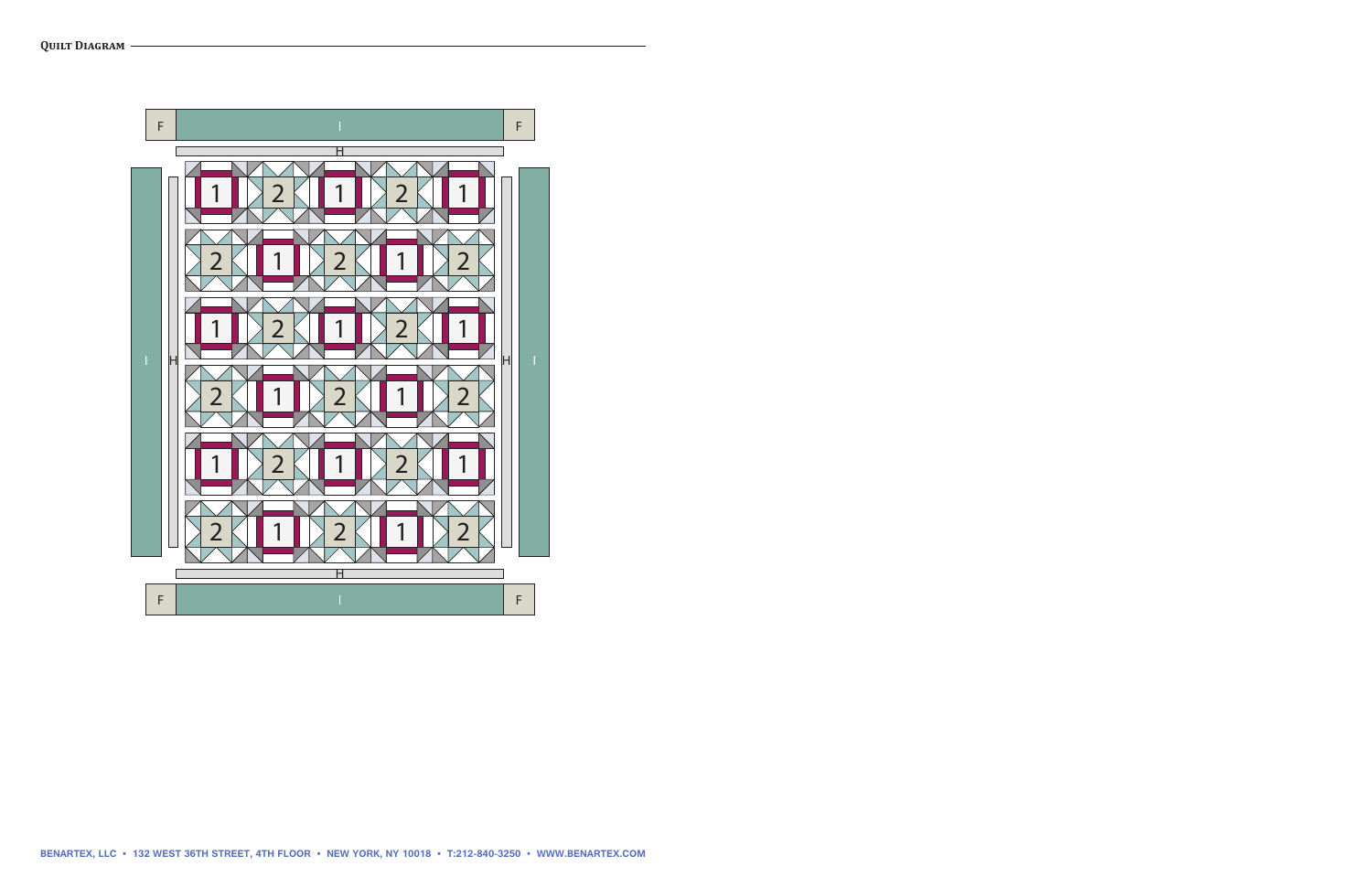## Quilt Diagram

BENARTEX, LLC • 132 WEST 36TH STREET, 4TH FLOOR • NEW YORK, NY 10018 • T:212-840-3250 • WWW.BENARTEX.COM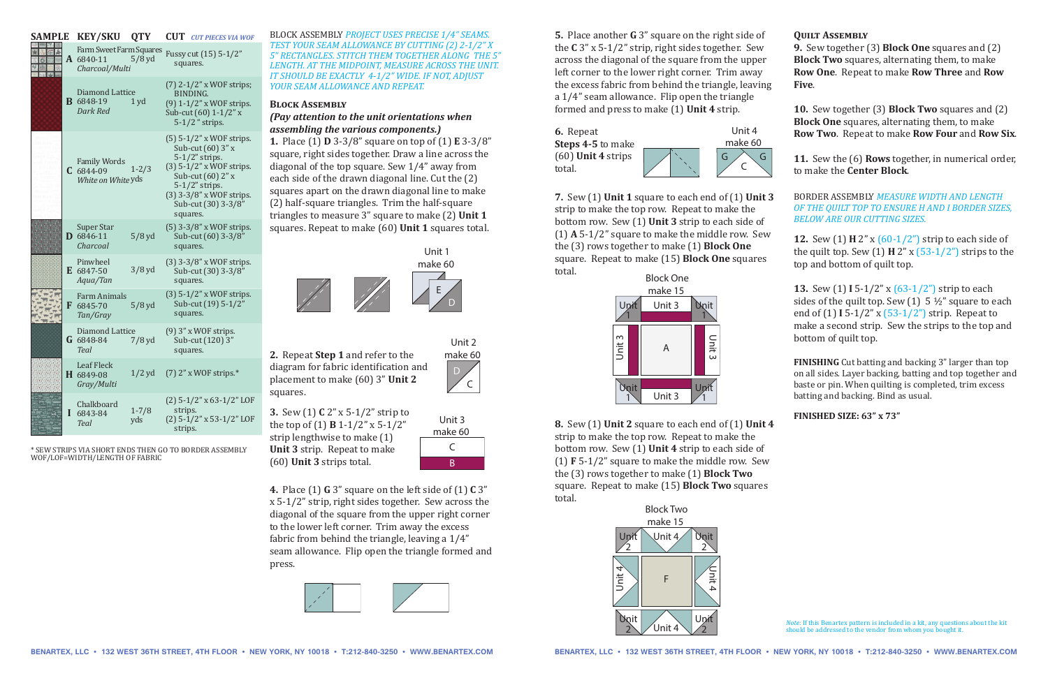| SAMPLE | KEY/SKU | QTY | CUT *CUT PIECES VIA WOF* |
|---|---|---|---|
| | **A** Farm Sweet Farm Squares 6840-11 *Charcoal/Multi* | 5/8 yd | Fussy cut (15) 5-1/2" squares. |
| | **B** Diamond Lattice 6848-19 *Dark Red* | 1 yd | (7) 2-1/2" x WOF strips; BINDING. (9) 1-1/2" x WOF strips. Sub-cut (60) 1-1/2" x 5-1/2 " strips. |
| | **C** Family Words 6844-09 *White on White* | 1-2/3 yds | (5) 5-1/2" x WOF strips. Sub-cut (60) 3" x 5-1/2" strips. (3) 5-1/2" x WOF strips. Sub-cut (60) 2" x 5-1/2" strips. (3) 3-3/8" x WOF strips. Sub-cut (30) 3-3/8" squares. |
| | **D** Super Star 6846-11 *Charcoal* | 5/8 yd | (5) 3-3/8" x WOF strips. Sub-cut (60) 3-3/8" squares. |
| | **E** Pinwheel 6847-50 *Aqua/Tan* | 3/8 yd | (3) 3-3/8" x WOF strips. Sub-cut (30) 3-3/8" squares. |
| | **F** Farm Animals 6845-70 *Tan/Gray* | 5/8 yd | (3) 5-1/2" x WOF strips. Sub-cut (19) 5-1/2" squares. |
| | **G** Diamond Lattice 6848-84 *Teal* | 7/8 yd | (9) 3" x WOF strips. Sub-cut (120) 3" squares. |
| | **H** Leaf Fleck 6849-08 *Gray/Multi* | 1/2 yd | (7) 2" x WOF strips.* |
| | **I** Chalkboard 6843-84 *Teal* | 1-7/8 yds | (2) 5-1/2" x 63-1/2" LOF strips. (2) 5-1/2" x 53-1/2" LOF strips. |

\* SEW STRIPS VIA SHORT ENDS THEN GO TO BORDER ASSEMBLY
WOF/LOF=WIDTH/LENGTH OF FABRIC

BLOCK ASSEMBLY *PROJECT USES PRECISE 1/4" SEAMS. TEST YOUR SEAM ALLOWANCE BY CUTTING (2) 2-1/2" X 5" RECTANGLES. STITCH THEM TOGETHER ALONG THE 5" LENGTH. AT THE MIDPOINT, MEASURE ACROSS THE UNIT. IT SHOULD BE EXACTLY 4-1/2" WIDE. IF NOT, ADJUST YOUR SEAM ALLOWANCE AND REPEAT.*

### Block Assembly

***(Pay attention to the unit orientations when assembling the various components.)***

**1.** Place (1) **D** 3-3/8" square on top of (1) **E** 3-3/8" square, right sides together. Draw a line across the diagonal of the top square. Sew 1/4" away from each side of the drawn diagonal line. Cut the (2) squares apart on the drawn diagonal line to make (2) half-square triangles. Trim the half-square triangles to measure 3" square to make (2) **Unit 1** squares. Repeat to make (60) **Unit 1** squares total.

Unit 1
make 60
E
D

**2.** Repeat **Step 1** and refer to the diagram for fabric identification and placement to make (60) 3" **Unit 2** squares.

Unit 2
make 60
D
C

**3.** Sew (1) **C** 2" x 5-1/2" strip to the top of (1) **B** 1-1/2" x 5-1/2" strip lengthwise to make (1) **Unit 3** strip. Repeat to make (60) **Unit 3** strips total.

Unit 3
make 60
C
B

**4.** Place (1) **G** 3" square on the left side of (1) **C** 3" x 5-1/2" strip, right sides together. Sew across the diagonal of the square from the upper right corner to the lower left corner. Trim away the excess fabric from behind the triangle, leaving a 1/4" seam allowance. Flip open the triangle formed and press.

**5.** Place another **G** 3" square on the right side of the **C** 3" x 5-1/2" strip, right sides together. Sew across the diagonal of the square from the upper left corner to the lower right corner. Trim away the excess fabric from behind the triangle, leaving a 1/4" seam allowance. Flip open the triangle formed and press to make (1) **Unit 4** strip.

**6.** Repeat **Steps 4-5** to make (60) **Unit 4** strips total.

Unit 4
make 60
G G
C

**7.** Sew (1) **Unit 1** square to each end of (1) **Unit 3** strip to make the top row. Repeat to make the bottom row. Sew (1) **Unit 3** strip to each side of (1) **A** 5-1/2" square to make the middle row. Sew the (3) rows together to make (1) **Block One** square. Repeat to make (15) **Block One** squares total.

Block One
make 15
Unit 1, Unit 3, Unit 1
Unit 3, A, Unit 3
Unit 1, Unit 3, Unit 1

**8.** Sew (1) **Unit 2** square to each end of (1) **Unit 4** strip to make the top row. Repeat to make the bottom row. Sew (1) **Unit 4** strip to each side of (1) **F** 5-1/2" square to make the middle row. Sew the (3) rows together to make (1) **Block Two** square. Repeat to make (15) **Block Two** squares total.

Block Two
make 15
Unit 2, Unit 4, Unit 2
Unit 4, F, Unit 4
Unit 2, Unit 4, Unit 2

### Quilt Assembly

**9.** Sew together (3) **Block One** squares and (2) **Block Two** squares, alternating them, to make **Row One**. Repeat to make **Row Three** and **Row Five**.

**10.** Sew together (3) **Block Two** squares and (2) **Block One** squares, alternating them, to make **Row Two**. Repeat to make **Row Four** and **Row Six**.

**11.** Sew the (6) **Rows** together, in numerical order, to make the **Center Block**.

BORDER ASSEMBLY *MEASURE WIDTH AND LENGTH OF THE QUILT TOP TO ENSURE H AND I BORDER SIZES, BELOW ARE OUR CUTTING SIZES.*

**12.** Sew (1) **H** 2" x (60-1/2") strip to each side of the quilt top. Sew (1) **H** 2" x (53-1/2") strips to the top and bottom of quilt top.

**13.** Sew (1) **I** 5-1/2" x (63-1/2") strip to each sides of the quilt top. Sew (1) 5 ½" square to each end of (1) **I** 5-1/2" x (53-1/2") strip. Repeat to make a second strip. Sew the strips to the top and bottom of quilt top.

**FINISHING** Cut batting and backing 3" larger than top on all sides. Layer backing, batting and top together and baste or pin. When quilting is completed, trim excess batting and backing. Bind as usual.

**FINISHED SIZE: 63" x 73"**

*Note:* If this Benartex pattern is included in a kit, any questions about the kit should be addressed to the vendor from whom you bought it.

BENARTEX, LLC • 132 WEST 36TH STREET, 4TH FLOOR • NEW YORK, NY 10018 • T:212-840-3250 • WWW.BENARTEX.COM